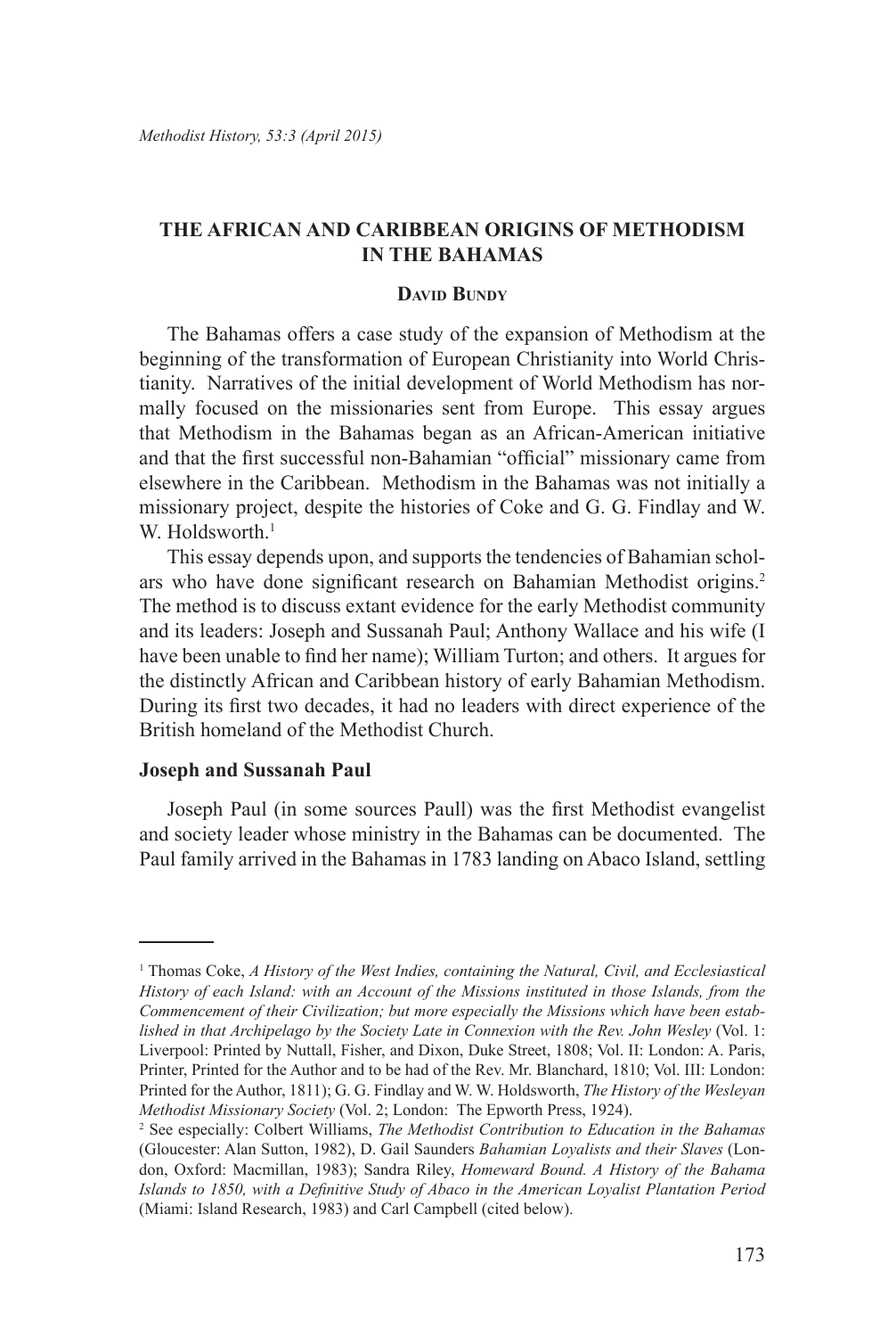# THE AFRICAN AND CARIBBEAN ORIGINS OF METHODISM IN THE BAHAMAS

**David Bundy**

The Bahamas offers a case study of the expansion of Methodism at the beginning of the transformation of European Christianity into World Christianity. Narratives of the initial development of World Methodism has normally focused on the missionaries sent from Europe. This essay argues that Methodism in the Bahamas began as an African-American initiative and that the first successful non-Bahamian "official" missionary came from elsewhere in the Caribbean. Methodism in the Bahamas was not initially a missionary project, despite the histories of Coke and G. G. Findlay and W. W. Holdsworth.[1]

This essay depends upon, and supports the tendencies of Bahamian scholars who have done significant research on Bahamian Methodist origins.[2] The method is to discuss extant evidence for the early Methodist community and its leaders: Joseph and Sussanah Paul; Anthony Wallace and his wife (I have been unable to find her name); William Turton; and others. It argues for the distinctly African and Caribbean history of early Bahamian Methodism. During its first two decades, it had no leaders with direct experience of the British homeland of the Methodist Church.

## Joseph and Sussanah Paul

Joseph Paul (in some sources Paull) was the first Methodist evangelist and society leader whose ministry in the Bahamas can be documented. The Paul family arrived in the Bahamas in 1783 landing on Abaco Island, settling

---

[1] Thomas Coke, *A History of the West Indies, containing the Natural, Civil, and Ecclesiastical History of each Island: with an Account of the Missions instituted in those Islands, from the Commencement of their Civilization; but more especially the Missions which have been established in that Archipelago by the Society Late in Connexion with the Rev. John Wesley* (Vol. 1: Liverpool: Printed by Nuttall, Fisher, and Dixon, Duke Street, 1808; Vol. II: London: A. Paris, Printer, Printed for the Author and to be had of the Rev. Mr. Blanchard, 1810; Vol. III: London: Printed for the Author, 1811); G. G. Findlay and W. W. Holdsworth, *The History of the Wesleyan Methodist Missionary Society* (Vol. 2; London: The Epworth Press, 1924).

[2] See especially: Colbert Williams, *The Methodist Contribution to Education in the Bahamas* (Gloucester: Alan Sutton, 1982), D. Gail Saunders *Bahamian Loyalists and their Slaves* (London, Oxford: Macmillan, 1983); Sandra Riley, *Homeward Bound. A History of the Bahama Islands to 1850, with a Definitive Study of Abaco in the American Loyalist Plantation Period* (Miami: Island Research, 1983) and Carl Campbell (cited below).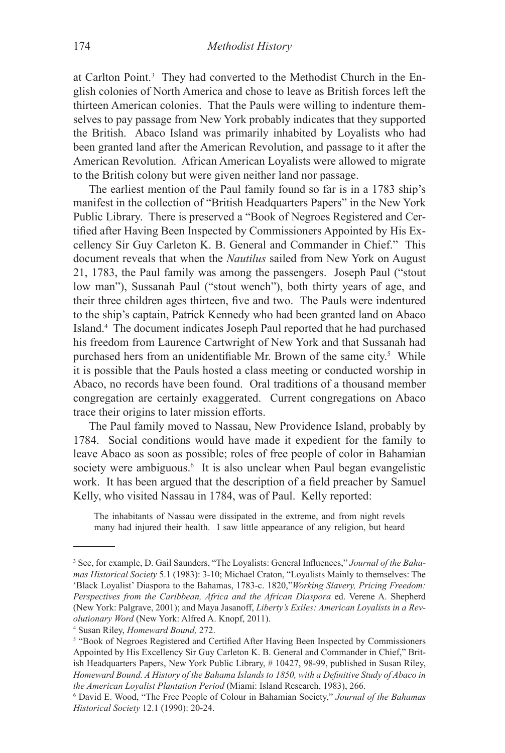at Carlton Point.[3] They had converted to the Methodist Church in the English colonies of North America and chose to leave as British forces left the thirteen American colonies. That the Pauls were willing to indenture themselves to pay passage from New York probably indicates that they supported the British. Abaco Island was primarily inhabited by Loyalists who had been granted land after the American Revolution, and passage to it after the American Revolution. African American Loyalists were allowed to migrate to the British colony but were given neither land nor passage.

The earliest mention of the Paul family found so far is in a 1783 ship's manifest in the collection of "British Headquarters Papers" in the New York Public Library. There is preserved a "Book of Negroes Registered and Certified after Having Been Inspected by Commissioners Appointed by His Excellency Sir Guy Carleton K. B. General and Commander in Chief." This document reveals that when the *Nautilus* sailed from New York on August 21, 1783, the Paul family was among the passengers. Joseph Paul ("stout low man"), Sussanah Paul ("stout wench"), both thirty years of age, and their three children ages thirteen, five and two. The Pauls were indentured to the ship's captain, Patrick Kennedy who had been granted land on Abaco Island.[4] The document indicates Joseph Paul reported that he had purchased his freedom from Laurence Cartwright of New York and that Sussanah had purchased hers from an unidentifiable Mr. Brown of the same city.[5] While it is possible that the Pauls hosted a class meeting or conducted worship in Abaco, no records have been found. Oral traditions of a thousand member congregation are certainly exaggerated. Current congregations on Abaco trace their origins to later mission efforts.

The Paul family moved to Nassau, New Providence Island, probably by 1784. Social conditions would have made it expedient for the family to leave Abaco as soon as possible; roles of free people of color in Bahamian society were ambiguous.[6] It is also unclear when Paul began evangelistic work. It has been argued that the description of a field preacher by Samuel Kelly, who visited Nassau in 1784, was of Paul. Kelly reported:

> The inhabitants of Nassau were dissipated in the extreme, and from night revels many had injured their health. I saw little appearance of any religion, but heard

---

[3] See, for example, D. Gail Saunders, "The Loyalists: General Influences," *Journal of the Bahamas Historical Society* 5.1 (1983): 3-10; Michael Craton, "Loyalists Mainly to themselves: The 'Black Loyalist' Diaspora to the Bahamas, 1783-c. 1820,"*Working Slavery, Pricing Freedom: Perspectives from the Caribbean, Africa and the African Diaspora* ed. Verene A. Shepherd (New York: Palgrave, 2001); and Maya Jasanoff, *Liberty's Exiles: American Loyalists in a Revolutionary Word* (New York: Alfred A. Knopf, 2011).

[4] Susan Riley, *Homeward Bound,* 272.

[5] "Book of Negroes Registered and Certified After Having Been Inspected by Commissioners Appointed by His Excellency Sir Guy Carleton K. B. General and Commander in Chief," British Headquarters Papers, New York Public Library, # 10427, 98-99, published in Susan Riley, *Homeward Bound. A History of the Bahama Islands to 1850, with a Definitive Study of Abaco in the American Loyalist Plantation Period* (Miami: Island Research, 1983), 266.

[6] David E. Wood, "The Free People of Colour in Bahamian Society," *Journal of the Bahamas Historical Society* 12.1 (1990): 20-24.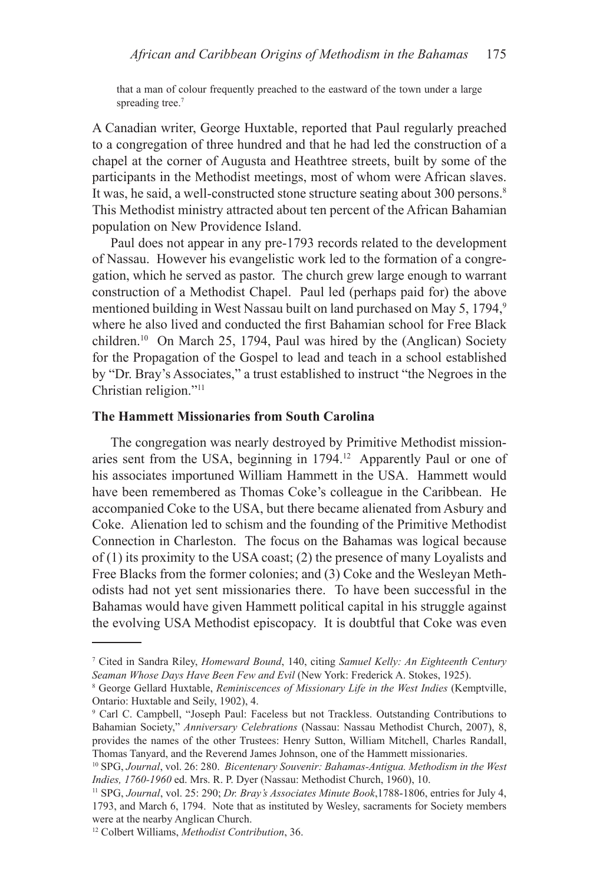that a man of colour frequently preached to the eastward of the town under a large spreading tree.[7]

A Canadian writer, George Huxtable, reported that Paul regularly preached to a congregation of three hundred and that he had led the construction of a chapel at the corner of Augusta and Heathtree streets, built by some of the participants in the Methodist meetings, most of whom were African slaves. It was, he said, a well-constructed stone structure seating about 300 persons.[8] This Methodist ministry attracted about ten percent of the African Bahamian population on New Providence Island.

Paul does not appear in any pre-1793 records related to the development of Nassau. However his evangelistic work led to the formation of a congregation, which he served as pastor. The church grew large enough to warrant construction of a Methodist Chapel. Paul led (perhaps paid for) the above mentioned building in West Nassau built on land purchased on May 5, 1794,[9] where he also lived and conducted the first Bahamian school for Free Black children.[10] On March 25, 1794, Paul was hired by the (Anglican) Society for the Propagation of the Gospel to lead and teach in a school established by "Dr. Bray's Associates," a trust established to instruct "the Negroes in the Christian religion."[11]

**The Hammett Missionaries from South Carolina**

The congregation was nearly destroyed by Primitive Methodist missionaries sent from the USA, beginning in 1794.[12] Apparently Paul or one of his associates importuned William Hammett in the USA. Hammett would have been remembered as Thomas Coke's colleague in the Caribbean. He accompanied Coke to the USA, but there became alienated from Asbury and Coke. Alienation led to schism and the founding of the Primitive Methodist Connection in Charleston. The focus on the Bahamas was logical because of (1) its proximity to the USA coast; (2) the presence of many Loyalists and Free Blacks from the former colonies; and (3) Coke and the Wesleyan Methodists had not yet sent missionaries there. To have been successful in the Bahamas would have given Hammett political capital in his struggle against the evolving USA Methodist episcopacy. It is doubtful that Coke was even

---

[7] Cited in Sandra Riley, *Homeward Bound*, 140, citing *Samuel Kelly: An Eighteenth Century Seaman Whose Days Have Been Few and Evil* (New York: Frederick A. Stokes, 1925).

[8] George Gellard Huxtable, *Reminiscences of Missionary Life in the West Indies* (Kemptville, Ontario: Huxtable and Seily, 1902), 4.

[9] Carl C. Campbell, "Joseph Paul: Faceless but not Trackless. Outstanding Contributions to Bahamian Society," *Anniversary Celebrations* (Nassau: Nassau Methodist Church, 2007), 8, provides the names of the other Trustees: Henry Sutton, William Mitchell, Charles Randall, Thomas Tanyard, and the Reverend James Johnson, one of the Hammett missionaries.

[10] SPG, *Journal*, vol. 26: 280. *Bicentenary Souvenir: Bahamas-Antigua. Methodism in the West Indies, 1760-1960* ed. Mrs. R. P. Dyer (Nassau: Methodist Church, 1960), 10.

[11] SPG, *Journal*, vol. 25: 290; *Dr. Bray's Associates Minute Book*,1788-1806, entries for July 4, 1793, and March 6, 1794. Note that as instituted by Wesley, sacraments for Society members were at the nearby Anglican Church.

[12] Colbert Williams, *Methodist Contribution*, 36.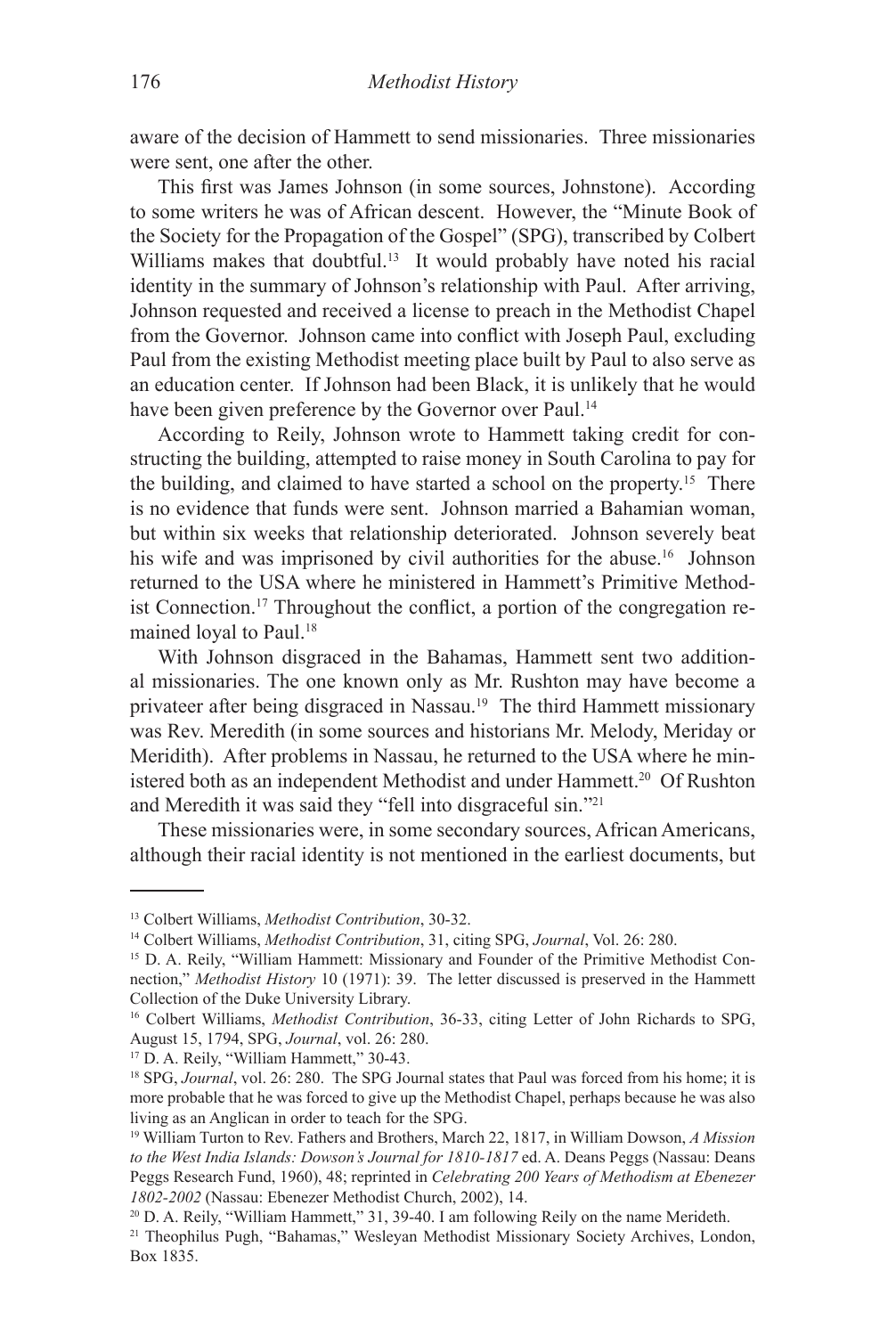aware of the decision of Hammett to send missionaries. Three missionaries were sent, one after the other.

This first was James Johnson (in some sources, Johnstone). According to some writers he was of African descent. However, the "Minute Book of the Society for the Propagation of the Gospel" (SPG), transcribed by Colbert Williams makes that doubtful.[13] It would probably have noted his racial identity in the summary of Johnson's relationship with Paul. After arriving, Johnson requested and received a license to preach in the Methodist Chapel from the Governor. Johnson came into conflict with Joseph Paul, excluding Paul from the existing Methodist meeting place built by Paul to also serve as an education center. If Johnson had been Black, it is unlikely that he would have been given preference by the Governor over Paul.[14]

According to Reily, Johnson wrote to Hammett taking credit for constructing the building, attempted to raise money in South Carolina to pay for the building, and claimed to have started a school on the property.[15] There is no evidence that funds were sent. Johnson married a Bahamian woman, but within six weeks that relationship deteriorated. Johnson severely beat his wife and was imprisoned by civil authorities for the abuse.[16] Johnson returned to the USA where he ministered in Hammett's Primitive Methodist Connection.[17] Throughout the conflict, a portion of the congregation remained loyal to Paul.[18]

With Johnson disgraced in the Bahamas, Hammett sent two additional missionaries. The one known only as Mr. Rushton may have become a privateer after being disgraced in Nassau.[19] The third Hammett missionary was Rev. Meredith (in some sources and historians Mr. Melody, Meriday or Meridith). After problems in Nassau, he returned to the USA where he ministered both as an independent Methodist and under Hammett.[20] Of Rushton and Meredith it was said they "fell into disgraceful sin."[21]

These missionaries were, in some secondary sources, African Americans, although their racial identity is not mentioned in the earliest documents, but

---

[13] Colbert Williams, *Methodist Contribution*, 30-32.

[14] Colbert Williams, *Methodist Contribution*, 31, citing SPG, *Journal*, Vol. 26: 280.

[15] D. A. Reily, "William Hammett: Missionary and Founder of the Primitive Methodist Connection," *Methodist History* 10 (1971): 39. The letter discussed is preserved in the Hammett Collection of the Duke University Library.

[16] Colbert Williams, *Methodist Contribution*, 36-33, citing Letter of John Richards to SPG, August 15, 1794, SPG, *Journal*, vol. 26: 280.

[17] D. A. Reily, "William Hammett," 30-43.

[18] SPG, *Journal*, vol. 26: 280. The SPG Journal states that Paul was forced from his home; it is more probable that he was forced to give up the Methodist Chapel, perhaps because he was also living as an Anglican in order to teach for the SPG.

[19] William Turton to Rev. Fathers and Brothers, March 22, 1817, in William Dowson, *A Mission to the West India Islands: Dowson's Journal for 1810-1817* ed. A. Deans Peggs (Nassau: Deans Peggs Research Fund, 1960), 48; reprinted in *Celebrating 200 Years of Methodism at Ebenezer 1802-2002* (Nassau: Ebenezer Methodist Church, 2002), 14.

[20] D. A. Reily, "William Hammett," 31, 39-40. I am following Reily on the name Merideth.

[21] Theophilus Pugh, "Bahamas," Wesleyan Methodist Missionary Society Archives, London, Box 1835.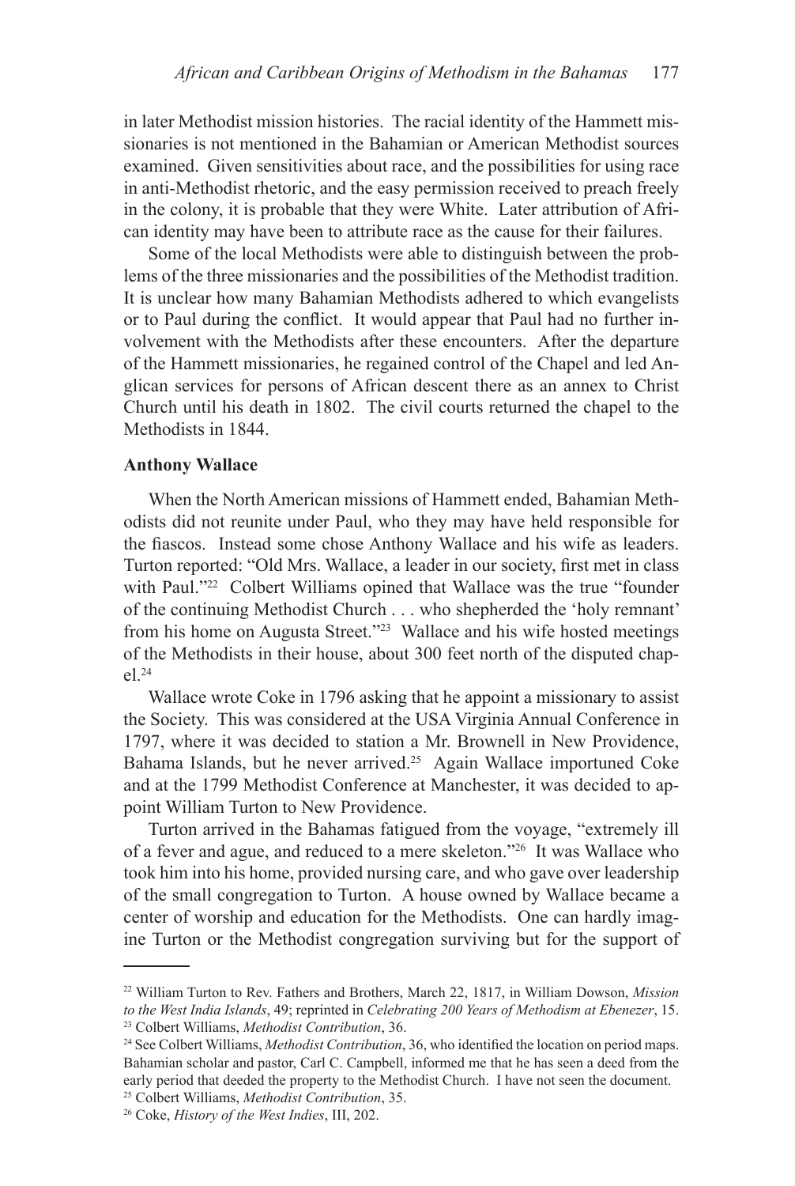in later Methodist mission histories. The racial identity of the Hammett missionaries is not mentioned in the Bahamian or American Methodist sources examined. Given sensitivities about race, and the possibilities for using race in anti-Methodist rhetoric, and the easy permission received to preach freely in the colony, it is probable that they were White. Later attribution of African identity may have been to attribute race as the cause for their failures.

Some of the local Methodists were able to distinguish between the problems of the three missionaries and the possibilities of the Methodist tradition. It is unclear how many Bahamian Methodists adhered to which evangelists or to Paul during the conflict. It would appear that Paul had no further involvement with the Methodists after these encounters. After the departure of the Hammett missionaries, he regained control of the Chapel and led Anglican services for persons of African descent there as an annex to Christ Church until his death in 1802. The civil courts returned the chapel to the Methodists in 1844.

**Anthony Wallace**

When the North American missions of Hammett ended, Bahamian Methodists did not reunite under Paul, who they may have held responsible for the fiascos. Instead some chose Anthony Wallace and his wife as leaders. Turton reported: "Old Mrs. Wallace, a leader in our society, first met in class with Paul."[22] Colbert Williams opined that Wallace was the true "founder of the continuing Methodist Church . . . who shepherded the 'holy remnant' from his home on Augusta Street."[23] Wallace and his wife hosted meetings of the Methodists in their house, about 300 feet north of the disputed chapel.[24]

Wallace wrote Coke in 1796 asking that he appoint a missionary to assist the Society. This was considered at the USA Virginia Annual Conference in 1797, where it was decided to station a Mr. Brownell in New Providence, Bahama Islands, but he never arrived.[25] Again Wallace importuned Coke and at the 1799 Methodist Conference at Manchester, it was decided to appoint William Turton to New Providence.

Turton arrived in the Bahamas fatigued from the voyage, "extremely ill of a fever and ague, and reduced to a mere skeleton."[26] It was Wallace who took him into his home, provided nursing care, and who gave over leadership of the small congregation to Turton. A house owned by Wallace became a center of worship and education for the Methodists. One can hardly imagine Turton or the Methodist congregation surviving but for the support of

---

[22] William Turton to Rev. Fathers and Brothers, March 22, 1817, in William Dowson, *Mission to the West India Islands*, 49; reprinted in *Celebrating 200 Years of Methodism at Ebenezer*, 15.

[23] Colbert Williams, *Methodist Contribution*, 36.

[24] See Colbert Williams, *Methodist Contribution*, 36, who identified the location on period maps. Bahamian scholar and pastor, Carl C. Campbell, informed me that he has seen a deed from the early period that deeded the property to the Methodist Church. I have not seen the document.

[25] Colbert Williams, *Methodist Contribution*, 35.

[26] Coke, *History of the West Indies*, III, 202.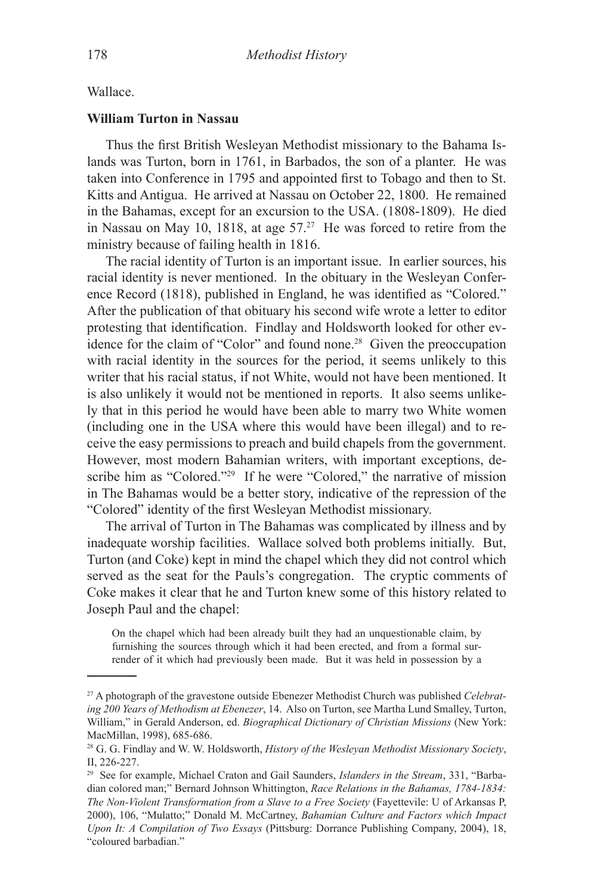Wallace.

**William Turton in Nassau**

Thus the first British Wesleyan Methodist missionary to the Bahama Islands was Turton, born in 1761, in Barbados, the son of a planter. He was taken into Conference in 1795 and appointed first to Tobago and then to St. Kitts and Antigua. He arrived at Nassau on October 22, 1800. He remained in the Bahamas, except for an excursion to the USA. (1808-1809). He died in Nassau on May 10, 1818, at age 57.[27] He was forced to retire from the ministry because of failing health in 1816.

The racial identity of Turton is an important issue. In earlier sources, his racial identity is never mentioned. In the obituary in the Wesleyan Conference Record (1818), published in England, he was identified as "Colored." After the publication of that obituary his second wife wrote a letter to editor protesting that identification. Findlay and Holdsworth looked for other evidence for the claim of "Color" and found none.[28] Given the preoccupation with racial identity in the sources for the period, it seems unlikely to this writer that his racial status, if not White, would not have been mentioned. It is also unlikely it would not be mentioned in reports. It also seems unlikely that in this period he would have been able to marry two White women (including one in the USA where this would have been illegal) and to receive the easy permissions to preach and build chapels from the government. However, most modern Bahamian writers, with important exceptions, describe him as "Colored."[29] If he were "Colored," the narrative of mission in The Bahamas would be a better story, indicative of the repression of the "Colored" identity of the first Wesleyan Methodist missionary.

The arrival of Turton in The Bahamas was complicated by illness and by inadequate worship facilities. Wallace solved both problems initially. But, Turton (and Coke) kept in mind the chapel which they did not control which served as the seat for the Pauls's congregation. The cryptic comments of Coke makes it clear that he and Turton knew some of this history related to Joseph Paul and the chapel:

> On the chapel which had been already built they had an unquestionable claim, by furnishing the sources through which it had been erected, and from a formal surrender of it which had previously been made. But it was held in possession by a

---

[27] A photograph of the gravestone outside Ebenezer Methodist Church was published *Celebrating 200 Years of Methodism at Ebenezer*, 14. Also on Turton, see Martha Lund Smalley, Turton, William," in Gerald Anderson, ed. *Biographical Dictionary of Christian Missions* (New York: MacMillan, 1998), 685-686.

[28] G. G. Findlay and W. W. Holdsworth, *History of the Wesleyan Methodist Missionary Society*, II, 226-227.

[29] See for example, Michael Craton and Gail Saunders, *Islanders in the Stream*, 331, "Barbadian colored man;" Bernard Johnson Whittington, *Race Relations in the Bahamas, 1784-1834: The Non-Violent Transformation from a Slave to a Free Society* (Fayettevile: U of Arkansas P, 2000), 106, "Mulatto;" Donald M. McCartney, *Bahamian Culture and Factors which Impact Upon It: A Compilation of Two Essays* (Pittsburg: Dorrance Publishing Company, 2004), 18, "coloured barbadian."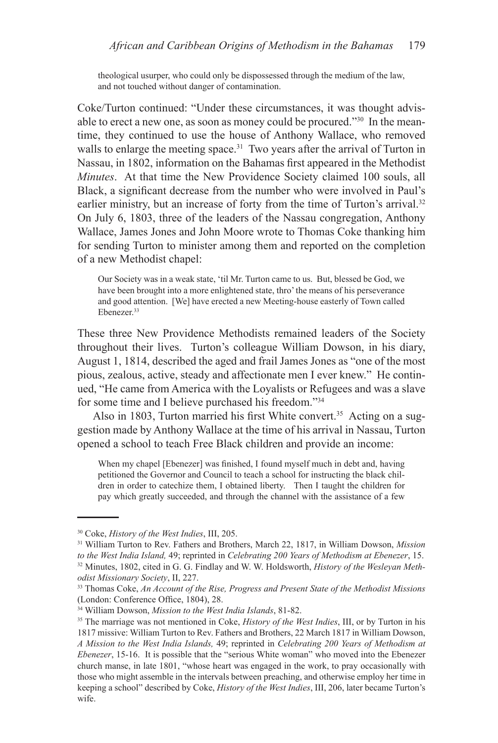> theological usurper, who could only be dispossessed through the medium of the law, and not touched without danger of contamination.

Coke/Turton continued: "Under these circumstances, it was thought advisable to erect a new one, as soon as money could be procured."[30] In the meantime, they continued to use the house of Anthony Wallace, who removed walls to enlarge the meeting space.[31] Two years after the arrival of Turton in Nassau, in 1802, information on the Bahamas first appeared in the Methodist *Minutes*. At that time the New Providence Society claimed 100 souls, all Black, a significant decrease from the number who were involved in Paul's earlier ministry, but an increase of forty from the time of Turton's arrival.[32] On July 6, 1803, three of the leaders of the Nassau congregation, Anthony Wallace, James Jones and John Moore wrote to Thomas Coke thanking him for sending Turton to minister among them and reported on the completion of a new Methodist chapel:

> Our Society was in a weak state, 'til Mr. Turton came to us. But, blessed be God, we have been brought into a more enlightened state, thro' the means of his perseverance and good attention. [We] have erected a new Meeting-house easterly of Town called Ebenezer.[33]

These three New Providence Methodists remained leaders of the Society throughout their lives. Turton's colleague William Dowson, in his diary, August 1, 1814, described the aged and frail James Jones as "one of the most pious, zealous, active, steady and affectionate men I ever knew." He continued, "He came from America with the Loyalists or Refugees and was a slave for some time and I believe purchased his freedom."[34]

Also in 1803, Turton married his first White convert.[35] Acting on a suggestion made by Anthony Wallace at the time of his arrival in Nassau, Turton opened a school to teach Free Black children and provide an income:

> When my chapel [Ebenezer] was finished, I found myself much in debt and, having petitioned the Governor and Council to teach a school for instructing the black children in order to catechize them, I obtained liberty. Then I taught the children for pay which greatly succeeded, and through the channel with the assistance of a few

---

[30] Coke, *History of the West Indies*, III, 205.

[31] William Turton to Rev. Fathers and Brothers, March 22, 1817, in William Dowson, *Mission to the West India Island,* 49; reprinted in *Celebrating 200 Years of Methodism at Ebenezer*, 15.

[32] Minutes, 1802, cited in G. G. Findlay and W. W. Holdsworth, *History of the Wesleyan Methodist Missionary Society*, II, 227.

[33] Thomas Coke, *An Account of the Rise, Progress and Present State of the Methodist Missions* (London: Conference Office, 1804), 28.

[34] William Dowson, *Mission to the West India Islands*, 81-82.

[35] The marriage was not mentioned in Coke, *History of the West Indies*, III, or by Turton in his 1817 missive: William Turton to Rev. Fathers and Brothers, 22 March 1817 in William Dowson, *A Mission to the West India Islands,* 49; reprinted in *Celebrating 200 Years of Methodism at Ebenezer*, 15-16. It is possible that the "serious White woman" who moved into the Ebenezer church manse, in late 1801, "whose heart was engaged in the work, to pray occasionally with those who might assemble in the intervals between preaching, and otherwise employ her time in keeping a school" described by Coke, *History of the West Indies*, III, 206, later became Turton's wife.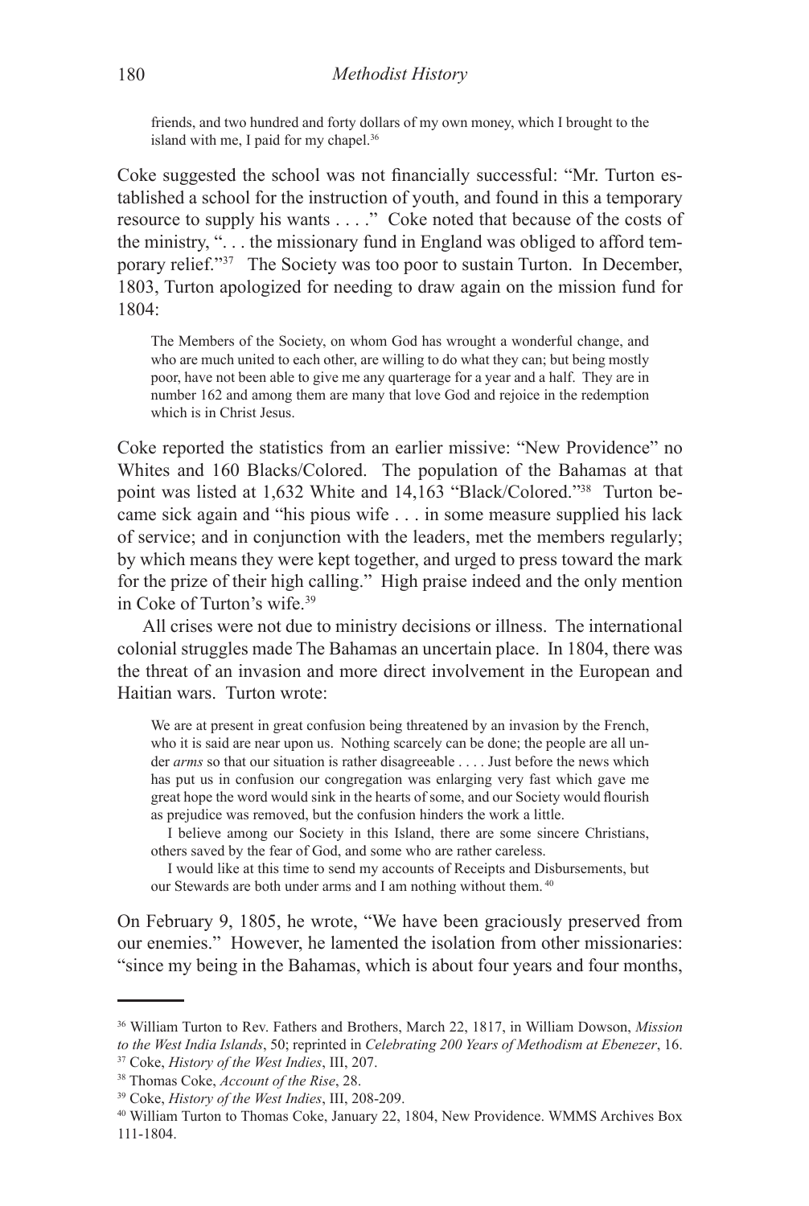> friends, and two hundred and forty dollars of my own money, which I brought to the island with me, I paid for my chapel.[36]

Coke suggested the school was not financially successful: "Mr. Turton established a school for the instruction of youth, and found in this a temporary resource to supply his wants . . . ." Coke noted that because of the costs of the ministry, ". . . the missionary fund in England was obliged to afford temporary relief."[37] The Society was too poor to sustain Turton. In December, 1803, Turton apologized for needing to draw again on the mission fund for 1804:

> The Members of the Society, on whom God has wrought a wonderful change, and who are much united to each other, are willing to do what they can; but being mostly poor, have not been able to give me any quarterage for a year and a half. They are in number 162 and among them are many that love God and rejoice in the redemption which is in Christ Jesus.

Coke reported the statistics from an earlier missive: "New Providence" no Whites and 160 Blacks/Colored. The population of the Bahamas at that point was listed at 1,632 White and 14,163 "Black/Colored."[38] Turton became sick again and "his pious wife . . . in some measure supplied his lack of service; and in conjunction with the leaders, met the members regularly; by which means they were kept together, and urged to press toward the mark for the prize of their high calling." High praise indeed and the only mention in Coke of Turton's wife.[39]

All crises were not due to ministry decisions or illness. The international colonial struggles made The Bahamas an uncertain place. In 1804, there was the threat of an invasion and more direct involvement in the European and Haitian wars. Turton wrote:

> We are at present in great confusion being threatened by an invasion by the French, who it is said are near upon us. Nothing scarcely can be done; the people are all under *arms* so that our situation is rather disagreeable . . . . Just before the news which has put us in confusion our congregation was enlarging very fast which gave me great hope the word would sink in the hearts of some, and our Society would flourish as prejudice was removed, but the confusion hinders the work a little.
>
> I believe among our Society in this Island, there are some sincere Christians, others saved by the fear of God, and some who are rather careless.
>
> I would like at this time to send my accounts of Receipts and Disbursements, but our Stewards are both under arms and I am nothing without them.[40]

On February 9, 1805, he wrote, "We have been graciously preserved from our enemies." However, he lamented the isolation from other missionaries: "since my being in the Bahamas, which is about four years and four months,

---

[36] William Turton to Rev. Fathers and Brothers, March 22, 1817, in William Dowson, *Mission to the West India Islands*, 50; reprinted in *Celebrating 200 Years of Methodism at Ebenezer*, 16.

[37] Coke, *History of the West Indies*, III, 207.

[38] Thomas Coke, *Account of the Rise*, 28.

[39] Coke, *History of the West Indies*, III, 208-209.

[40] William Turton to Thomas Coke, January 22, 1804, New Providence. WMMS Archives Box 111-1804.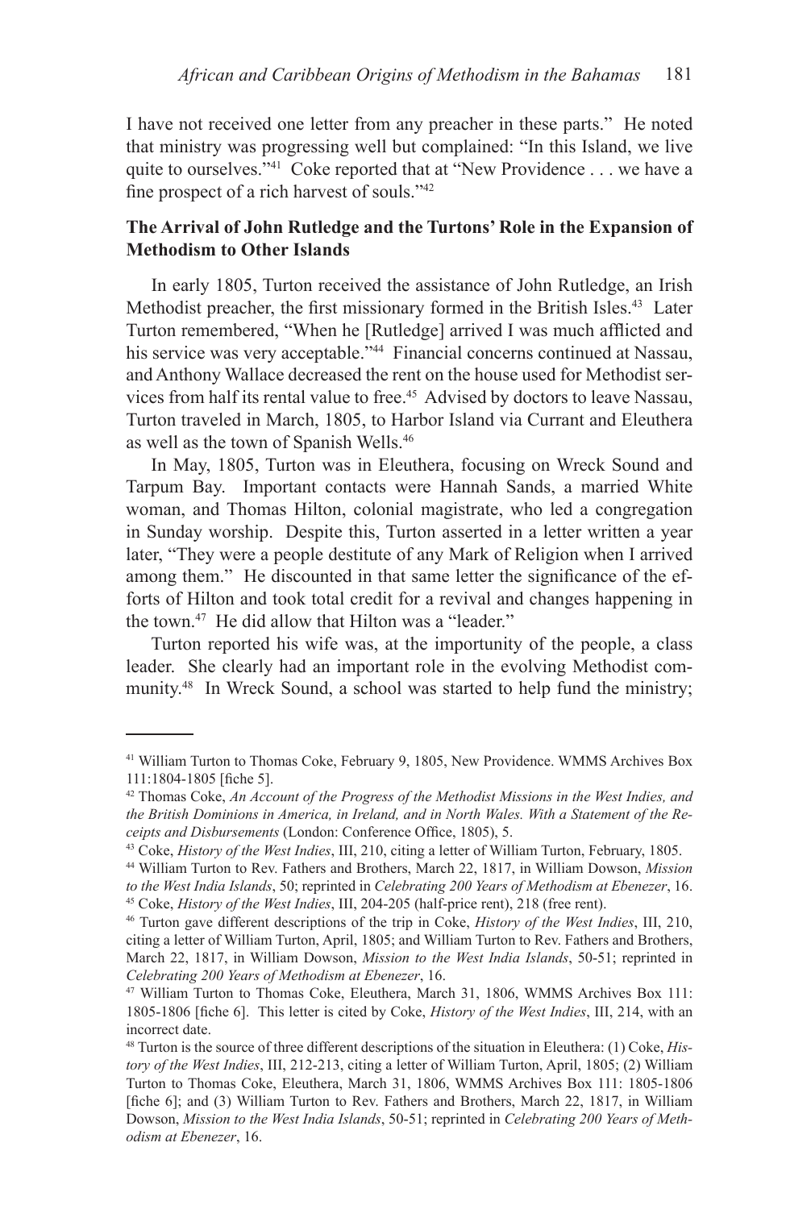I have not received one letter from any preacher in these parts." He noted that ministry was progressing well but complained: "In this Island, we live quite to ourselves."[41] Coke reported that at "New Providence . . . we have a fine prospect of a rich harvest of souls."[42]

**The Arrival of John Rutledge and the Turtons' Role in the Expansion of Methodism to Other Islands**

In early 1805, Turton received the assistance of John Rutledge, an Irish Methodist preacher, the first missionary formed in the British Isles.[43] Later Turton remembered, "When he [Rutledge] arrived I was much afflicted and his service was very acceptable."[44] Financial concerns continued at Nassau, and Anthony Wallace decreased the rent on the house used for Methodist services from half its rental value to free.[45] Advised by doctors to leave Nassau, Turton traveled in March, 1805, to Harbor Island via Currant and Eleuthera as well as the town of Spanish Wells.[46]

In May, 1805, Turton was in Eleuthera, focusing on Wreck Sound and Tarpum Bay. Important contacts were Hannah Sands, a married White woman, and Thomas Hilton, colonial magistrate, who led a congregation in Sunday worship. Despite this, Turton asserted in a letter written a year later, "They were a people destitute of any Mark of Religion when I arrived among them." He discounted in that same letter the significance of the efforts of Hilton and took total credit for a revival and changes happening in the town.[47] He did allow that Hilton was a "leader."

Turton reported his wife was, at the importunity of the people, a class leader. She clearly had an important role in the evolving Methodist community.[48] In Wreck Sound, a school was started to help fund the ministry;

---

[41] William Turton to Thomas Coke, February 9, 1805, New Providence. WMMS Archives Box 111:1804-1805 [fiche 5].

[42] Thomas Coke, *An Account of the Progress of the Methodist Missions in the West Indies, and the British Dominions in America, in Ireland, and in North Wales. With a Statement of the Receipts and Disbursements* (London: Conference Office, 1805), 5.

[43] Coke, *History of the West Indies*, III, 210, citing a letter of William Turton, February, 1805.

[44] William Turton to Rev. Fathers and Brothers, March 22, 1817, in William Dowson, *Mission to the West India Islands*, 50; reprinted in *Celebrating 200 Years of Methodism at Ebenezer*, 16.

[45] Coke, *History of the West Indies*, III, 204-205 (half-price rent), 218 (free rent).

[46] Turton gave different descriptions of the trip in Coke, *History of the West Indies*, III, 210, citing a letter of William Turton, April, 1805; and William Turton to Rev. Fathers and Brothers, March 22, 1817, in William Dowson, *Mission to the West India Islands*, 50-51; reprinted in *Celebrating 200 Years of Methodism at Ebenezer*, 16.

[47] William Turton to Thomas Coke, Eleuthera, March 31, 1806, WMMS Archives Box 111: 1805-1806 [fiche 6]. This letter is cited by Coke, *History of the West Indies*, III, 214, with an incorrect date.

[48] Turton is the source of three different descriptions of the situation in Eleuthera: (1) Coke, *History of the West Indies*, III, 212-213, citing a letter of William Turton, April, 1805; (2) William Turton to Thomas Coke, Eleuthera, March 31, 1806, WMMS Archives Box 111: 1805-1806 [fiche 6]; and (3) William Turton to Rev. Fathers and Brothers, March 22, 1817, in William Dowson, *Mission to the West India Islands*, 50-51; reprinted in *Celebrating 200 Years of Methodism at Ebenezer*, 16.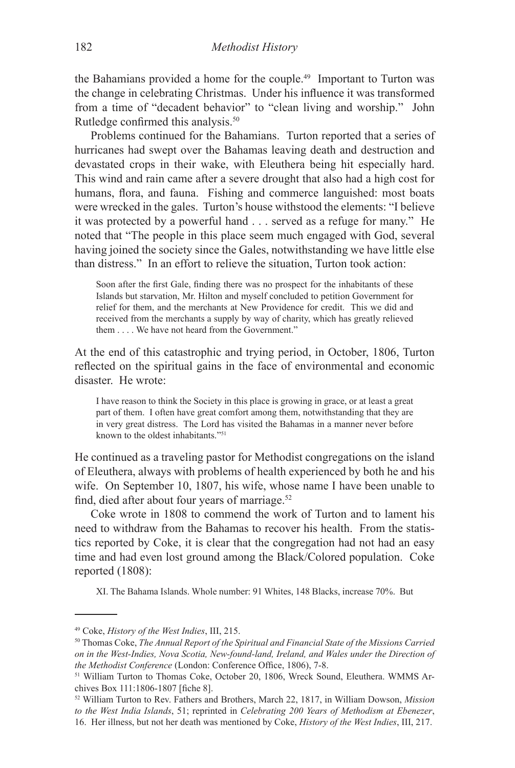the Bahamians provided a home for the couple.[49] Important to Turton was the change in celebrating Christmas. Under his influence it was transformed from a time of "decadent behavior" to "clean living and worship." John Rutledge confirmed this analysis.[50]

Problems continued for the Bahamians. Turton reported that a series of hurricanes had swept over the Bahamas leaving death and destruction and devastated crops in their wake, with Eleuthera being hit especially hard. This wind and rain came after a severe drought that also had a high cost for humans, flora, and fauna. Fishing and commerce languished: most boats were wrecked in the gales. Turton's house withstood the elements: "I believe it was protected by a powerful hand . . . served as a refuge for many." He noted that "The people in this place seem much engaged with God, several having joined the society since the Gales, notwithstanding we have little else than distress." In an effort to relieve the situation, Turton took action:

> Soon after the first Gale, finding there was no prospect for the inhabitants of these Islands but starvation, Mr. Hilton and myself concluded to petition Government for relief for them, and the merchants at New Providence for credit. This we did and received from the merchants a supply by way of charity, which has greatly relieved them . . . . We have not heard from the Government."

At the end of this catastrophic and trying period, in October, 1806, Turton reflected on the spiritual gains in the face of environmental and economic disaster. He wrote:

> I have reason to think the Society in this place is growing in grace, or at least a great part of them. I often have great comfort among them, notwithstanding that they are in very great distress. The Lord has visited the Bahamas in a manner never before known to the oldest inhabitants."[51]

He continued as a traveling pastor for Methodist congregations on the island of Eleuthera, always with problems of health experienced by both he and his wife. On September 10, 1807, his wife, whose name I have been unable to find, died after about four years of marriage.[52]

Coke wrote in 1808 to commend the work of Turton and to lament his need to withdraw from the Bahamas to recover his health. From the statistics reported by Coke, it is clear that the congregation had not had an easy time and had even lost ground among the Black/Colored population. Coke reported (1808):

> XI. The Bahama Islands. Whole number: 91 Whites, 148 Blacks, increase 70%. But

---

[49] Coke, *History of the West Indies*, III, 215.

[50] Thomas Coke, *The Annual Report of the Spiritual and Financial State of the Missions Carried on in the West-Indies, Nova Scotia, New-found-land, Ireland, and Wales under the Direction of the Methodist Conference* (London: Conference Office, 1806), 7-8.

[51] William Turton to Thomas Coke, October 20, 1806, Wreck Sound, Eleuthera. WMMS Archives Box 111:1806-1807 [fiche 8].

[52] William Turton to Rev. Fathers and Brothers, March 22, 1817, in William Dowson, *Mission to the West India Islands*, 51; reprinted in *Celebrating 200 Years of Methodism at Ebenezer*, 16. Her illness, but not her death was mentioned by Coke, *History of the West Indies*, III, 217.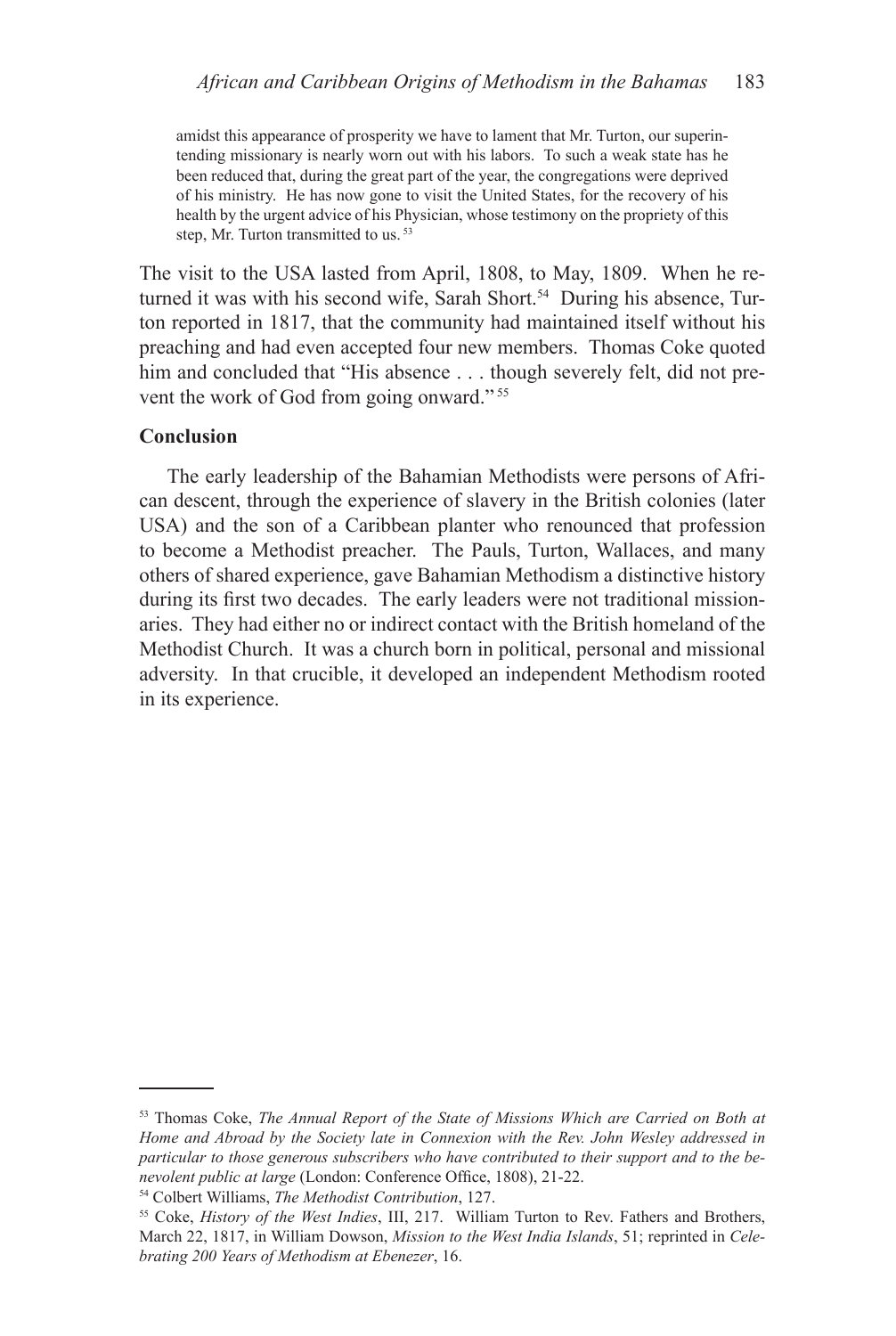> amidst this appearance of prosperity we have to lament that Mr. Turton, our superintending missionary is nearly worn out with his labors. To such a weak state has he been reduced that, during the great part of the year, the congregations were deprived of his ministry. He has now gone to visit the United States, for the recovery of his health by the urgent advice of his Physician, whose testimony on the propriety of this step, Mr. Turton transmitted to us.[53]

The visit to the USA lasted from April, 1808, to May, 1809. When he returned it was with his second wife, Sarah Short.[54] During his absence, Turton reported in 1817, that the community had maintained itself without his preaching and had even accepted four new members. Thomas Coke quoted him and concluded that "His absence . . . though severely felt, did not prevent the work of God from going onward."[55]

**Conclusion**

The early leadership of the Bahamian Methodists were persons of African descent, through the experience of slavery in the British colonies (later USA) and the son of a Caribbean planter who renounced that profession to become a Methodist preacher. The Pauls, Turton, Wallaces, and many others of shared experience, gave Bahamian Methodism a distinctive history during its first two decades. The early leaders were not traditional missionaries. They had either no or indirect contact with the British homeland of the Methodist Church. It was a church born in political, personal and missional adversity. In that crucible, it developed an independent Methodism rooted in its experience.

---

[53] Thomas Coke, *The Annual Report of the State of Missions Which are Carried on Both at Home and Abroad by the Society late in Connexion with the Rev. John Wesley addressed in particular to those generous subscribers who have contributed to their support and to the benevolent public at large* (London: Conference Office, 1808), 21-22.

[54] Colbert Williams, *The Methodist Contribution*, 127.

[55] Coke, *History of the West Indies*, III, 217. William Turton to Rev. Fathers and Brothers, March 22, 1817, in William Dowson, *Mission to the West India Islands*, 51; reprinted in *Celebrating 200 Years of Methodism at Ebenezer*, 16.